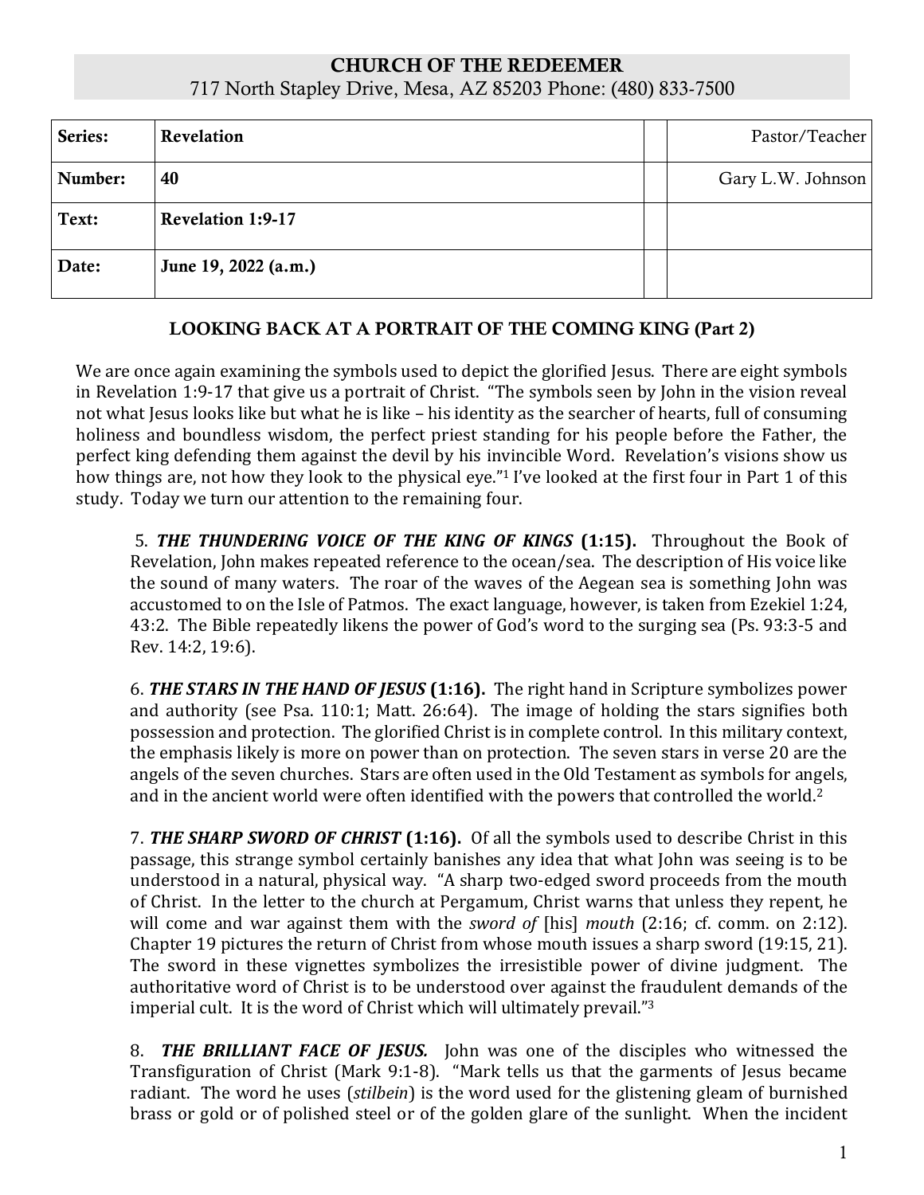# CHURCH OF THE REDEEMER

717 North Stapley Drive, Mesa, AZ 85203 Phone: (480) 833-7500

| | | | |
|---|---|---|---|
| **Series:** | **Revelation** | | Pastor/Teacher |
| **Number:** | **40** | | Gary L.W. Johnson |
| **Text:** | **Revelation 1:9-17** | | |
| **Date:** | **June 19, 2022 (a.m.)** | | |

## LOOKING BACK AT A PORTRAIT OF THE COMING KING (Part 2)

We are once again examining the symbols used to depict the glorified Jesus. There are eight symbols in Revelation 1:9-17 that give us a portrait of Christ. "The symbols seen by John in the vision reveal not what Jesus looks like but what he is like – his identity as the searcher of hearts, full of consuming holiness and boundless wisdom, the perfect priest standing for his people before the Father, the perfect king defending them against the devil by his invincible Word. Revelation's visions show us how things are, not how they look to the physical eye."[1] I've looked at the first four in Part 1 of this study. Today we turn our attention to the remaining four.

5. ***THE THUNDERING VOICE OF THE KING OF KINGS*** **(1:15).** Throughout the Book of Revelation, John makes repeated reference to the ocean/sea. The description of His voice like the sound of many waters. The roar of the waves of the Aegean sea is something John was accustomed to on the Isle of Patmos. The exact language, however, is taken from Ezekiel 1:24, 43:2. The Bible repeatedly likens the power of God's word to the surging sea (Ps. 93:3-5 and Rev. 14:2, 19:6).

6. ***THE STARS IN THE HAND OF JESUS*** **(1:16).** The right hand in Scripture symbolizes power and authority (see Psa. 110:1; Matt. 26:64). The image of holding the stars signifies both possession and protection. The glorified Christ is in complete control. In this military context, the emphasis likely is more on power than on protection. The seven stars in verse 20 are the angels of the seven churches. Stars are often used in the Old Testament as symbols for angels, and in the ancient world were often identified with the powers that controlled the world.[2]

7. ***THE SHARP SWORD OF CHRIST*** **(1:16).** Of all the symbols used to describe Christ in this passage, this strange symbol certainly banishes any idea that what John was seeing is to be understood in a natural, physical way. "A sharp two-edged sword proceeds from the mouth of Christ. In the letter to the church at Pergamum, Christ warns that unless they repent, he will come and war against them with the *sword of* [his] *mouth* (2:16; cf. comm. on 2:12). Chapter 19 pictures the return of Christ from whose mouth issues a sharp sword (19:15, 21). The sword in these vignettes symbolizes the irresistible power of divine judgment. The authoritative word of Christ is to be understood over against the fraudulent demands of the imperial cult. It is the word of Christ which will ultimately prevail."[3]

8. ***THE BRILLIANT FACE OF JESUS.*** John was one of the disciples who witnessed the Transfiguration of Christ (Mark 9:1-8). "Mark tells us that the garments of Jesus became radiant. The word he uses (*stilbein*) is the word used for the glistening gleam of burnished brass or gold or of polished steel or of the golden glare of the sunlight. When the incident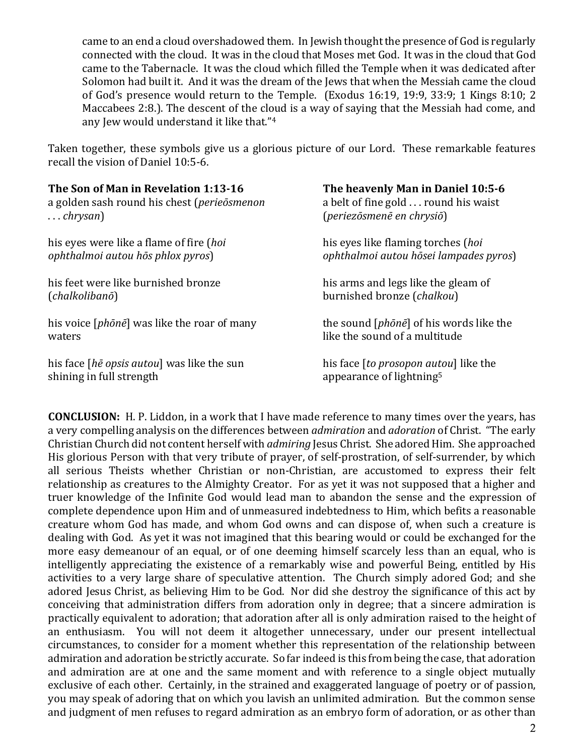came to an end a cloud overshadowed them. In Jewish thought the presence of God is regularly connected with the cloud. It was in the cloud that Moses met God. It was in the cloud that God came to the Tabernacle. It was the cloud which filled the Temple when it was dedicated after Solomon had built it. And it was the dream of the Jews that when the Messiah came the cloud of God's presence would return to the Temple. (Exodus 16:19, 19:9, 33:9; 1 Kings 8:10; 2 Maccabees 2:8.). The descent of the cloud is a way of saying that the Messiah had come, and any Jew would understand it like that."[4]

Taken together, these symbols give us a glorious picture of our Lord. These remarkable features recall the vision of Daniel 10:5-6.

| **The Son of Man in Revelation 1:13-16** | **The heavenly Man in Daniel 10:5-6** |
|---|---|
| a golden sash round his chest (*perieōsmenon . . . chrysan*) | a belt of fine gold . . . round his waist (*periezōsmenē en chrysiō*) |
| his eyes were like a flame of fire (*hoi ophthalmoi autou hōs phlox pyros*) | his eyes like flaming torches (*hoi ophthalmoi autou hōsei lampades pyros*) |
| his feet were like burnished bronze (*chalkolibanō*) | his arms and legs like the gleam of burnished bronze (*chalkou*) |
| his voice [*phōnē*] was like the roar of many waters | the sound [*phōnē*] of his words like the like the sound of a multitude |
| his face [*hē opsis autou*] was like the sun shining in full strength | his face [*to prosopon autou*] like the appearance of lightning[5] |

**CONCLUSION:** H. P. Liddon, in a work that I have made reference to many times over the years, has a very compelling analysis on the differences between *admiration* and *adoration* of Christ. "The early Christian Church did not content herself with *admiring* Jesus Christ. She adored Him. She approached His glorious Person with that very tribute of prayer, of self-prostration, of self-surrender, by which all serious Theists whether Christian or non-Christian, are accustomed to express their felt relationship as creatures to the Almighty Creator. For as yet it was not supposed that a higher and truer knowledge of the Infinite God would lead man to abandon the sense and the expression of complete dependence upon Him and of unmeasured indebtedness to Him, which befits a reasonable creature whom God has made, and whom God owns and can dispose of, when such a creature is dealing with God. As yet it was not imagined that this bearing would or could be exchanged for the more easy demeanour of an equal, or of one deeming himself scarcely less than an equal, who is intelligently appreciating the existence of a remarkably wise and powerful Being, entitled by His activities to a very large share of speculative attention. The Church simply adored God; and she adored Jesus Christ, as believing Him to be God. Nor did she destroy the significance of this act by conceiving that administration differs from adoration only in degree; that a sincere admiration is practically equivalent to adoration; that adoration after all is only admiration raised to the height of an enthusiasm. You will not deem it altogether unnecessary, under our present intellectual circumstances, to consider for a moment whether this representation of the relationship between admiration and adoration be strictly accurate. So far indeed is this from being the case, that adoration and admiration are at one and the same moment and with reference to a single object mutually exclusive of each other. Certainly, in the strained and exaggerated language of poetry or of passion, you may speak of adoring that on which you lavish an unlimited admiration. But the common sense and judgment of men refuses to regard admiration as an embryo form of adoration, or as other than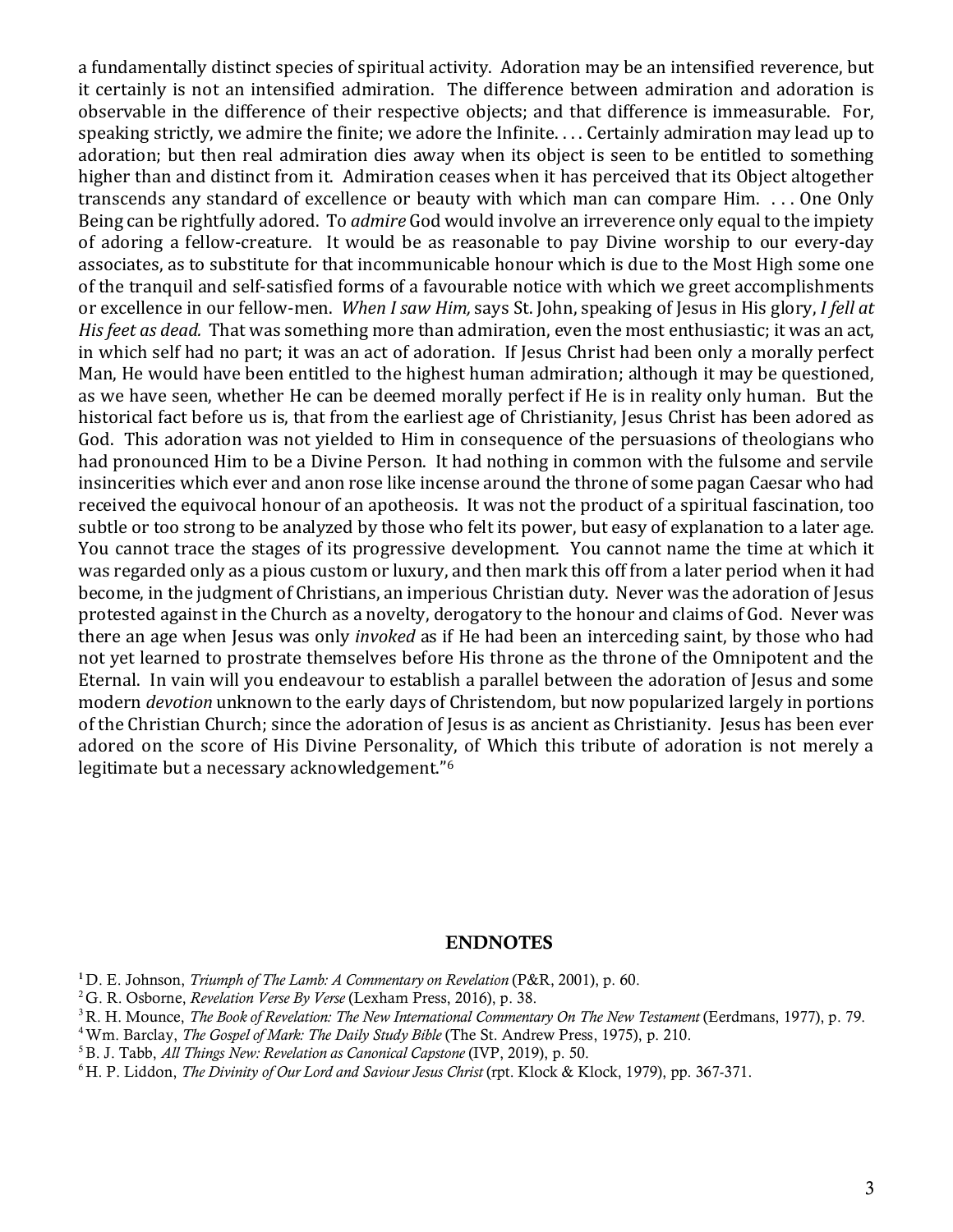a fundamentally distinct species of spiritual activity. Adoration may be an intensified reverence, but it certainly is not an intensified admiration. The difference between admiration and adoration is observable in the difference of their respective objects; and that difference is immeasurable. For, speaking strictly, we admire the finite; we adore the Infinite. . . . Certainly admiration may lead up to adoration; but then real admiration dies away when its object is seen to be entitled to something higher than and distinct from it. Admiration ceases when it has perceived that its Object altogether transcends any standard of excellence or beauty with which man can compare Him. . . . One Only Being can be rightfully adored. To *admire* God would involve an irreverence only equal to the impiety of adoring a fellow-creature. It would be as reasonable to pay Divine worship to our every-day associates, as to substitute for that incommunicable honour which is due to the Most High some one of the tranquil and self-satisfied forms of a favourable notice with which we greet accomplishments or excellence in our fellow-men. *When I saw Him,* says St. John, speaking of Jesus in His glory, *I fell at His feet as dead.* That was something more than admiration, even the most enthusiastic; it was an act, in which self had no part; it was an act of adoration. If Jesus Christ had been only a morally perfect Man, He would have been entitled to the highest human admiration; although it may be questioned, as we have seen, whether He can be deemed morally perfect if He is in reality only human. But the historical fact before us is, that from the earliest age of Christianity, Jesus Christ has been adored as God. This adoration was not yielded to Him in consequence of the persuasions of theologians who had pronounced Him to be a Divine Person. It had nothing in common with the fulsome and servile insincerities which ever and anon rose like incense around the throne of some pagan Caesar who had received the equivocal honour of an apotheosis. It was not the product of a spiritual fascination, too subtle or too strong to be analyzed by those who felt its power, but easy of explanation to a later age. You cannot trace the stages of its progressive development. You cannot name the time at which it was regarded only as a pious custom or luxury, and then mark this off from a later period when it had become, in the judgment of Christians, an imperious Christian duty. Never was the adoration of Jesus protested against in the Church as a novelty, derogatory to the honour and claims of God. Never was there an age when Jesus was only *invoked* as if He had been an interceding saint, by those who had not yet learned to prostrate themselves before His throne as the throne of the Omnipotent and the Eternal. In vain will you endeavour to establish a parallel between the adoration of Jesus and some modern *devotion* unknown to the early days of Christendom, but now popularized largely in portions of the Christian Church; since the adoration of Jesus is as ancient as Christianity. Jesus has been ever adored on the score of His Divine Personality, of Which this tribute of adoration is not merely a legitimate but a necessary acknowledgement."[6]

## ENDNOTES

[1] D. E. Johnson, *Triumph of The Lamb: A Commentary on Revelation* (P&R, 2001), p. 60.
[2] G. R. Osborne, *Revelation Verse By Verse* (Lexham Press, 2016), p. 38.
[3] R. H. Mounce, *The Book of Revelation: The New International Commentary On The New Testament* (Eerdmans, 1977), p. 79.
[4] Wm. Barclay, *The Gospel of Mark: The Daily Study Bible* (The St. Andrew Press, 1975), p. 210.
[5] B. J. Tabb, *All Things New: Revelation as Canonical Capstone* (IVP, 2019), p. 50.
[6] H. P. Liddon, *The Divinity of Our Lord and Saviour Jesus Christ* (rpt. Klock & Klock, 1979), pp. 367-371.